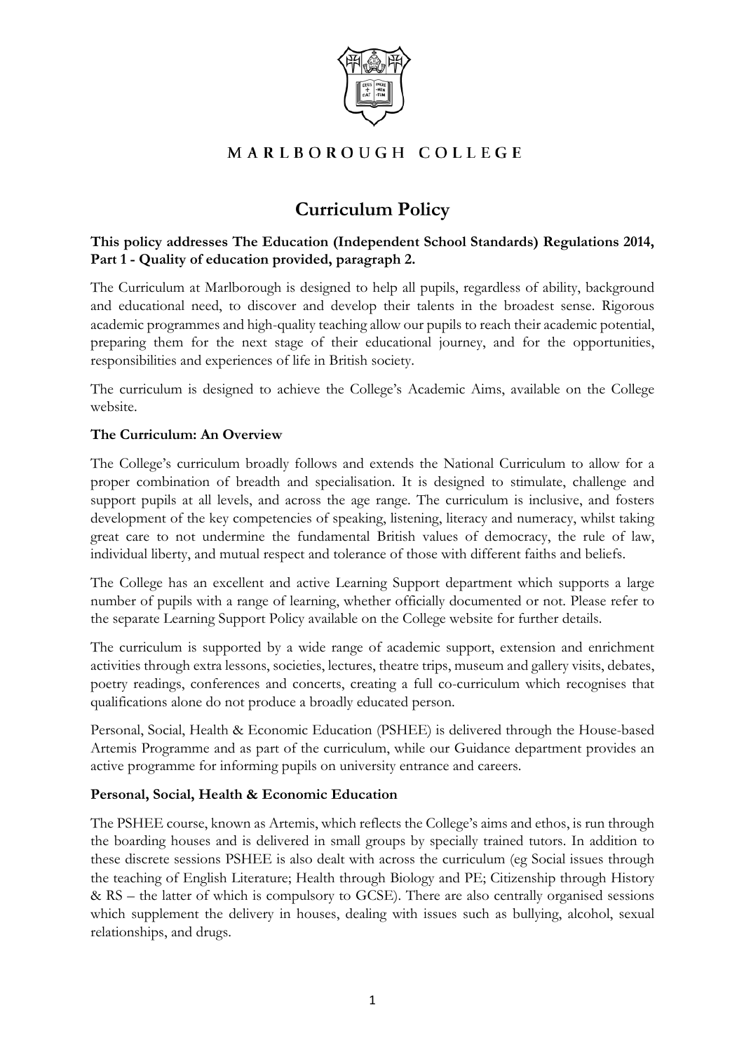MARLBOROUGH COLLEGE

# Curriculum Policy

**This policy addresses The Education (Independent School Standards) Regulations 2014, Part 1 - Quality of education provided, paragraph 2.**

The Curriculum at Marlborough is designed to help all pupils, regardless of ability, background and educational need, to discover and develop their talents in the broadest sense. Rigorous academic programmes and high-quality teaching allow our pupils to reach their academic potential, preparing them for the next stage of their educational journey, and for the opportunities, responsibilities and experiences of life in British society.

The curriculum is designed to achieve the College's Academic Aims, available on the College website.

## The Curriculum: An Overview

The College's curriculum broadly follows and extends the National Curriculum to allow for a proper combination of breadth and specialisation. It is designed to stimulate, challenge and support pupils at all levels, and across the age range. The curriculum is inclusive, and fosters development of the key competencies of speaking, listening, literacy and numeracy, whilst taking great care to not undermine the fundamental British values of democracy, the rule of law, individual liberty, and mutual respect and tolerance of those with different faiths and beliefs.

The College has an excellent and active Learning Support department which supports a large number of pupils with a range of learning, whether officially documented or not. Please refer to the separate Learning Support Policy available on the College website for further details.

The curriculum is supported by a wide range of academic support, extension and enrichment activities through extra lessons, societies, lectures, theatre trips, museum and gallery visits, debates, poetry readings, conferences and concerts, creating a full co-curriculum which recognises that qualifications alone do not produce a broadly educated person.

Personal, Social, Health & Economic Education (PSHEE) is delivered through the House-based Artemis Programme and as part of the curriculum, while our Guidance department provides an active programme for informing pupils on university entrance and careers.

## Personal, Social, Health & Economic Education

The PSHEE course, known as Artemis, which reflects the College's aims and ethos, is run through the boarding houses and is delivered in small groups by specially trained tutors. In addition to these discrete sessions PSHEE is also dealt with across the curriculum (eg Social issues through the teaching of English Literature; Health through Biology and PE; Citizenship through History & RS – the latter of which is compulsory to GCSE). There are also centrally organised sessions which supplement the delivery in houses, dealing with issues such as bullying, alcohol, sexual relationships, and drugs.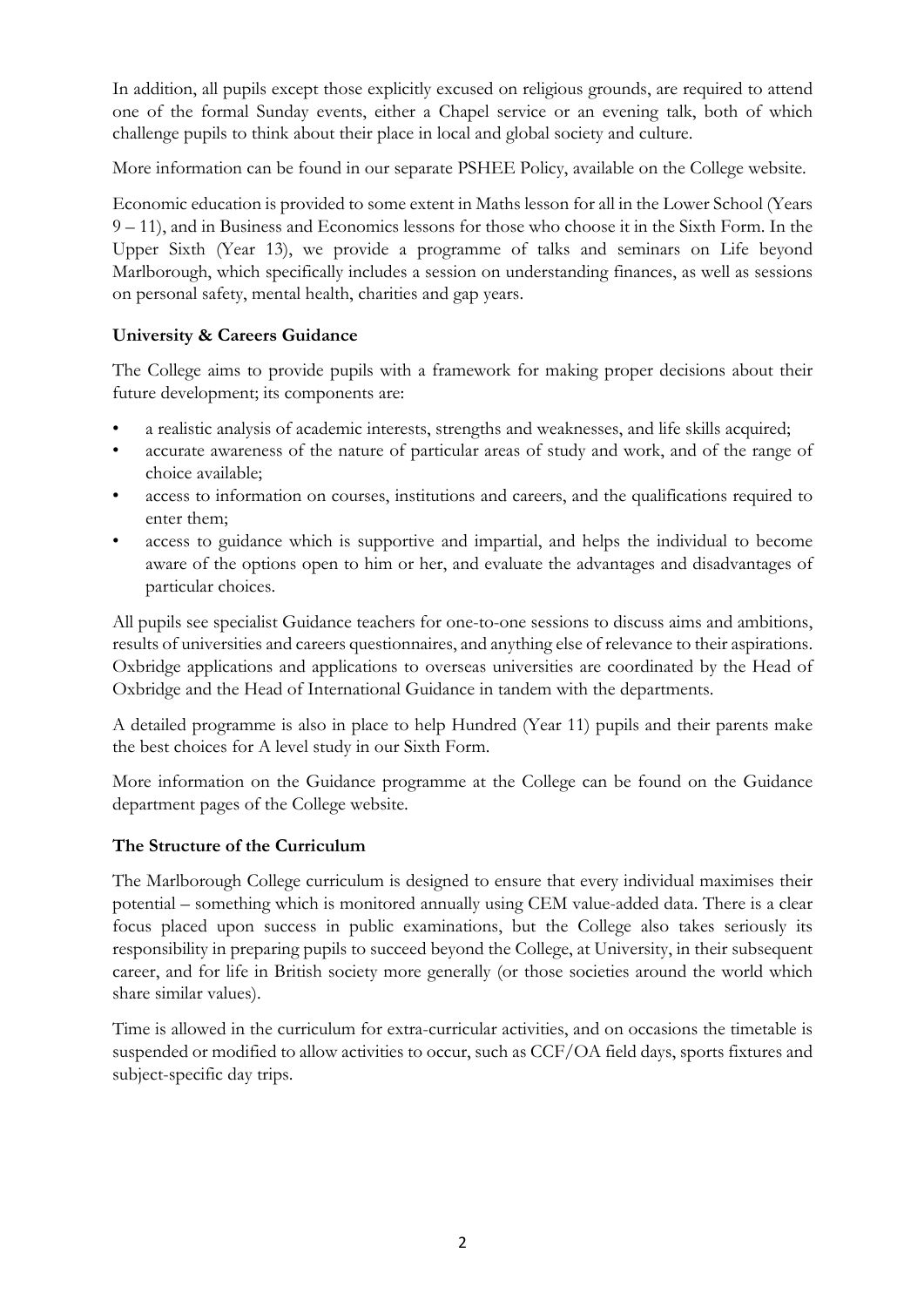In addition, all pupils except those explicitly excused on religious grounds, are required to attend one of the formal Sunday events, either a Chapel service or an evening talk, both of which challenge pupils to think about their place in local and global society and culture.

More information can be found in our separate PSHEE Policy, available on the College website.

Economic education is provided to some extent in Maths lesson for all in the Lower School (Years 9 – 11), and in Business and Economics lessons for those who choose it in the Sixth Form. In the Upper Sixth (Year 13), we provide a programme of talks and seminars on Life beyond Marlborough, which specifically includes a session on understanding finances, as well as sessions on personal safety, mental health, charities and gap years.

**University & Careers Guidance**

The College aims to provide pupils with a framework for making proper decisions about their future development; its components are:

- a realistic analysis of academic interests, strengths and weaknesses, and life skills acquired;
- accurate awareness of the nature of particular areas of study and work, and of the range of choice available;
- access to information on courses, institutions and careers, and the qualifications required to enter them;
- access to guidance which is supportive and impartial, and helps the individual to become aware of the options open to him or her, and evaluate the advantages and disadvantages of particular choices.

All pupils see specialist Guidance teachers for one-to-one sessions to discuss aims and ambitions, results of universities and careers questionnaires, and anything else of relevance to their aspirations. Oxbridge applications and applications to overseas universities are coordinated by the Head of Oxbridge and the Head of International Guidance in tandem with the departments.

A detailed programme is also in place to help Hundred (Year 11) pupils and their parents make the best choices for A level study in our Sixth Form.

More information on the Guidance programme at the College can be found on the Guidance department pages of the College website.

**The Structure of the Curriculum**

The Marlborough College curriculum is designed to ensure that every individual maximises their potential – something which is monitored annually using CEM value-added data. There is a clear focus placed upon success in public examinations, but the College also takes seriously its responsibility in preparing pupils to succeed beyond the College, at University, in their subsequent career, and for life in British society more generally (or those societies around the world which share similar values).

Time is allowed in the curriculum for extra-curricular activities, and on occasions the timetable is suspended or modified to allow activities to occur, such as CCF/OA field days, sports fixtures and subject-specific day trips.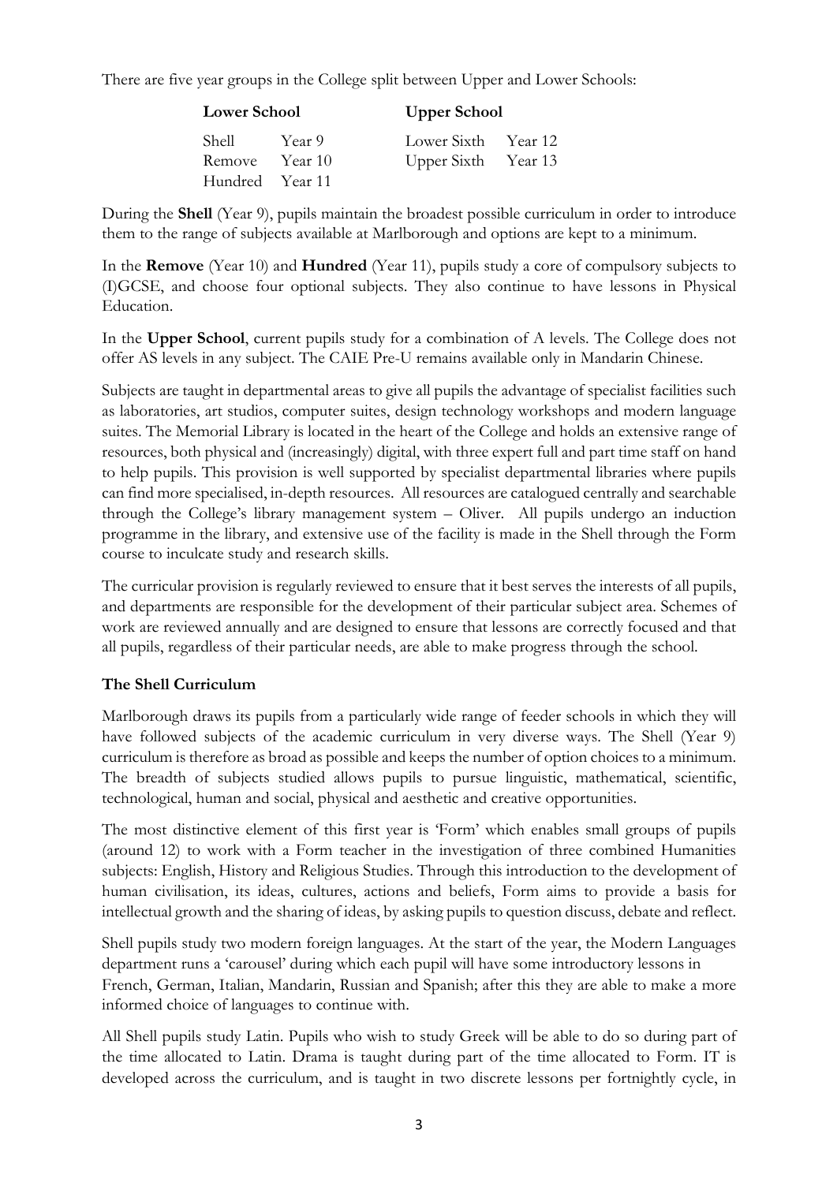There are five year groups in the College split between Upper and Lower Schools:

| **Lower School** | | **Upper School** | |
|---|---|---|---|
| Shell | Year 9 | Lower Sixth | Year 12 |
| Remove | Year 10 | Upper Sixth | Year 13 |
| Hundred | Year 11 | | |

During the **Shell** (Year 9), pupils maintain the broadest possible curriculum in order to introduce them to the range of subjects available at Marlborough and options are kept to a minimum.

In the **Remove** (Year 10) and **Hundred** (Year 11), pupils study a core of compulsory subjects to (I)GCSE, and choose four optional subjects. They also continue to have lessons in Physical Education.

In the **Upper School**, current pupils study for a combination of A levels. The College does not offer AS levels in any subject. The CAIE Pre-U remains available only in Mandarin Chinese.

Subjects are taught in departmental areas to give all pupils the advantage of specialist facilities such as laboratories, art studios, computer suites, design technology workshops and modern language suites. The Memorial Library is located in the heart of the College and holds an extensive range of resources, both physical and (increasingly) digital, with three expert full and part time staff on hand to help pupils. This provision is well supported by specialist departmental libraries where pupils can find more specialised, in-depth resources. All resources are catalogued centrally and searchable through the College's library management system – Oliver. All pupils undergo an induction programme in the library, and extensive use of the facility is made in the Shell through the Form course to inculcate study and research skills.

The curricular provision is regularly reviewed to ensure that it best serves the interests of all pupils, and departments are responsible for the development of their particular subject area. Schemes of work are reviewed annually and are designed to ensure that lessons are correctly focused and that all pupils, regardless of their particular needs, are able to make progress through the school.

### The Shell Curriculum

Marlborough draws its pupils from a particularly wide range of feeder schools in which they will have followed subjects of the academic curriculum in very diverse ways. The Shell (Year 9) curriculum is therefore as broad as possible and keeps the number of option choices to a minimum. The breadth of subjects studied allows pupils to pursue linguistic, mathematical, scientific, technological, human and social, physical and aesthetic and creative opportunities.

The most distinctive element of this first year is 'Form' which enables small groups of pupils (around 12) to work with a Form teacher in the investigation of three combined Humanities subjects: English, History and Religious Studies. Through this introduction to the development of human civilisation, its ideas, cultures, actions and beliefs, Form aims to provide a basis for intellectual growth and the sharing of ideas, by asking pupils to question discuss, debate and reflect.

Shell pupils study two modern foreign languages. At the start of the year, the Modern Languages department runs a 'carousel' during which each pupil will have some introductory lessons in French, German, Italian, Mandarin, Russian and Spanish; after this they are able to make a more informed choice of languages to continue with.

All Shell pupils study Latin. Pupils who wish to study Greek will be able to do so during part of the time allocated to Latin. Drama is taught during part of the time allocated to Form. IT is developed across the curriculum, and is taught in two discrete lessons per fortnightly cycle, in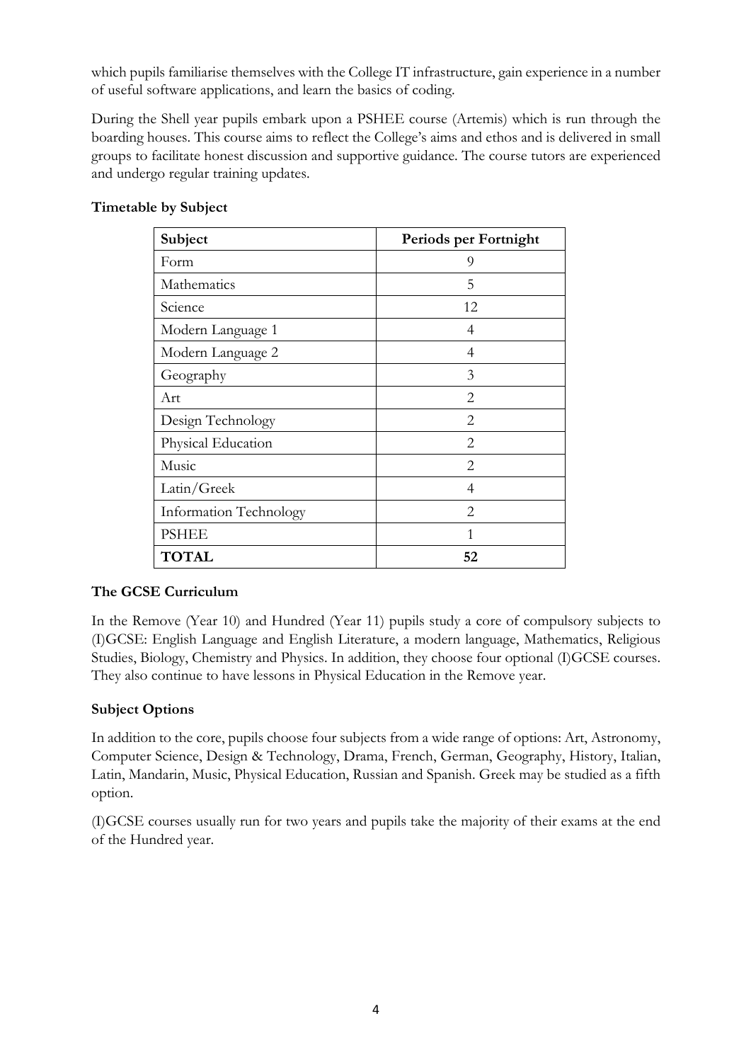which pupils familiarise themselves with the College IT infrastructure, gain experience in a number of useful software applications, and learn the basics of coding.

During the Shell year pupils embark upon a PSHEE course (Artemis) which is run through the boarding houses. This course aims to reflect the College's aims and ethos and is delivered in small groups to facilitate honest discussion and supportive guidance. The course tutors are experienced and undergo regular training updates.

**Timetable by Subject**

| Subject | Periods per Fortnight |
|---|---|
| Form | 9 |
| Mathematics | 5 |
| Science | 12 |
| Modern Language 1 | 4 |
| Modern Language 2 | 4 |
| Geography | 3 |
| Art | 2 |
| Design Technology | 2 |
| Physical Education | 2 |
| Music | 2 |
| Latin/Greek | 4 |
| Information Technology | 2 |
| PSHEE | 1 |
| **TOTAL** | **52** |

**The GCSE Curriculum**

In the Remove (Year 10) and Hundred (Year 11) pupils study a core of compulsory subjects to (I)GCSE: English Language and English Literature, a modern language, Mathematics, Religious Studies, Biology, Chemistry and Physics. In addition, they choose four optional (I)GCSE courses. They also continue to have lessons in Physical Education in the Remove year.

**Subject Options**

In addition to the core, pupils choose four subjects from a wide range of options: Art, Astronomy, Computer Science, Design & Technology, Drama, French, German, Geography, History, Italian, Latin, Mandarin, Music, Physical Education, Russian and Spanish. Greek may be studied as a fifth option.

(I)GCSE courses usually run for two years and pupils take the majority of their exams at the end of the Hundred year.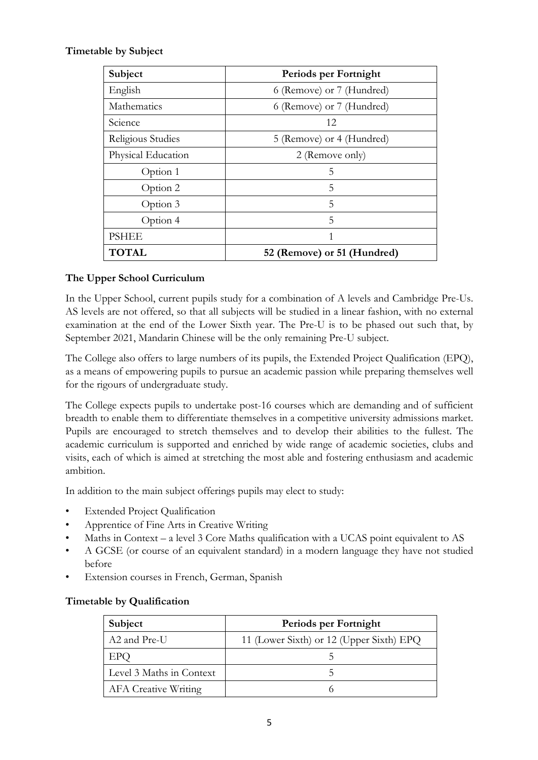**Timetable by Subject**

| Subject | Periods per Fortnight |
|---|---|
| English | 6 (Remove) or 7 (Hundred) |
| Mathematics | 6 (Remove) or 7 (Hundred) |
| Science | 12 |
| Religious Studies | 5 (Remove) or 4 (Hundred) |
| Physical Education | 2 (Remove only) |
| Option 1 | 5 |
| Option 2 | 5 |
| Option 3 | 5 |
| Option 4 | 5 |
| PSHEE | 1 |
| **TOTAL** | **52 (Remove) or 51 (Hundred)** |

**The Upper School Curriculum**

In the Upper School, current pupils study for a combination of A levels and Cambridge Pre-Us. AS levels are not offered, so that all subjects will be studied in a linear fashion, with no external examination at the end of the Lower Sixth year. The Pre-U is to be phased out such that, by September 2021, Mandarin Chinese will be the only remaining Pre-U subject.

The College also offers to large numbers of its pupils, the Extended Project Qualification (EPQ), as a means of empowering pupils to pursue an academic passion while preparing themselves well for the rigours of undergraduate study.

The College expects pupils to undertake post-16 courses which are demanding and of sufficient breadth to enable them to differentiate themselves in a competitive university admissions market. Pupils are encouraged to stretch themselves and to develop their abilities to the fullest. The academic curriculum is supported and enriched by wide range of academic societies, clubs and visits, each of which is aimed at stretching the most able and fostering enthusiasm and academic ambition.

In addition to the main subject offerings pupils may elect to study:

- Extended Project Qualification
- Apprentice of Fine Arts in Creative Writing
- Maths in Context – a level 3 Core Maths qualification with a UCAS point equivalent to AS
- A GCSE (or course of an equivalent standard) in a modern language they have not studied before
- Extension courses in French, German, Spanish

**Timetable by Qualification**

| Subject | Periods per Fortnight |
|---|---|
| A2 and Pre-U | 11 (Lower Sixth) or 12 (Upper Sixth) EPQ |
| EPQ | 5 |
| Level 3 Maths in Context | 5 |
| AFA Creative Writing | 6 |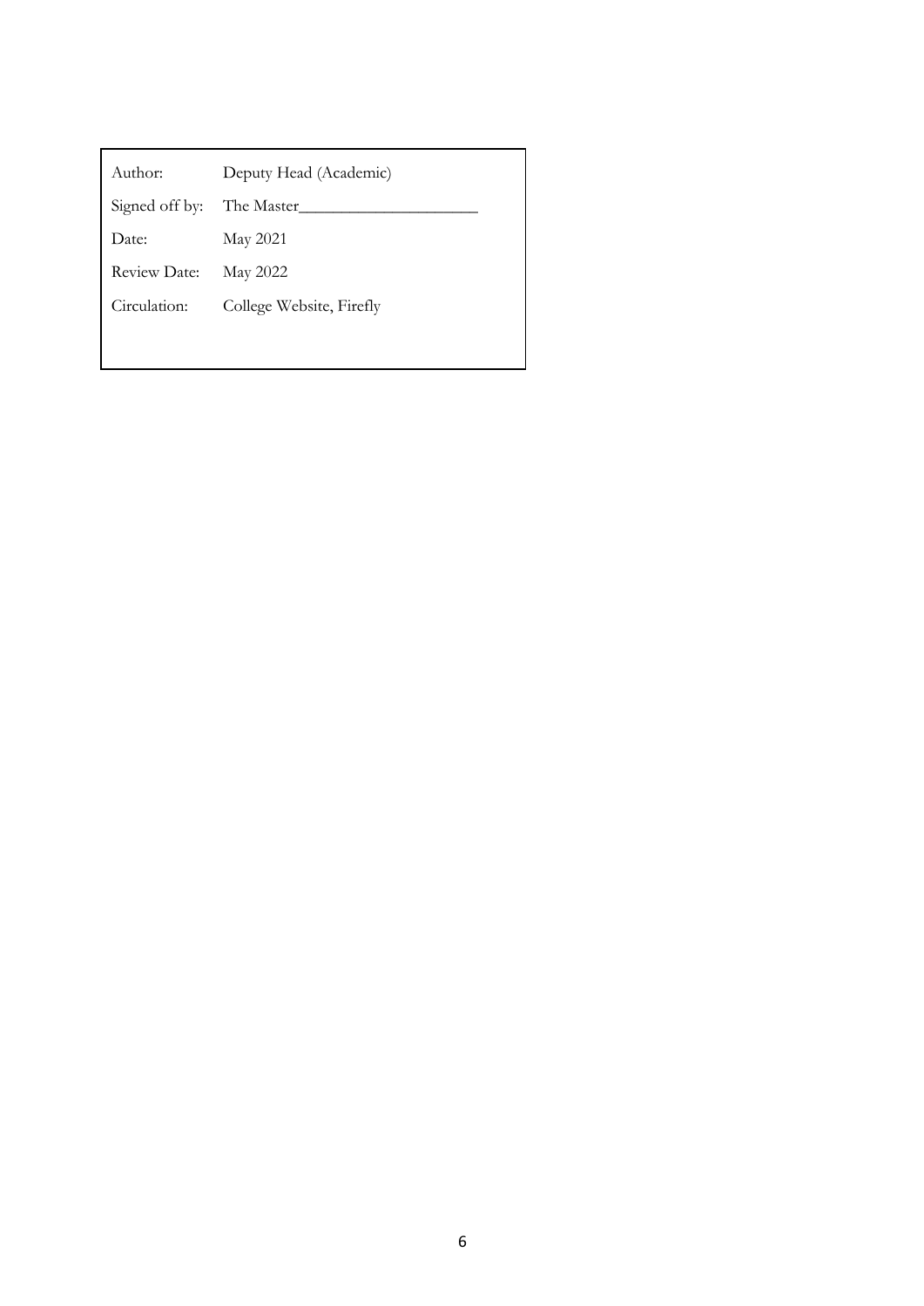| | |
|---|---|
| Author: | Deputy Head (Academic) |
| Signed off by: | The Master____________________ |
| Date: | May 2021 |
| Review Date: | May 2022 |
| Circulation: | College Website, Firefly |